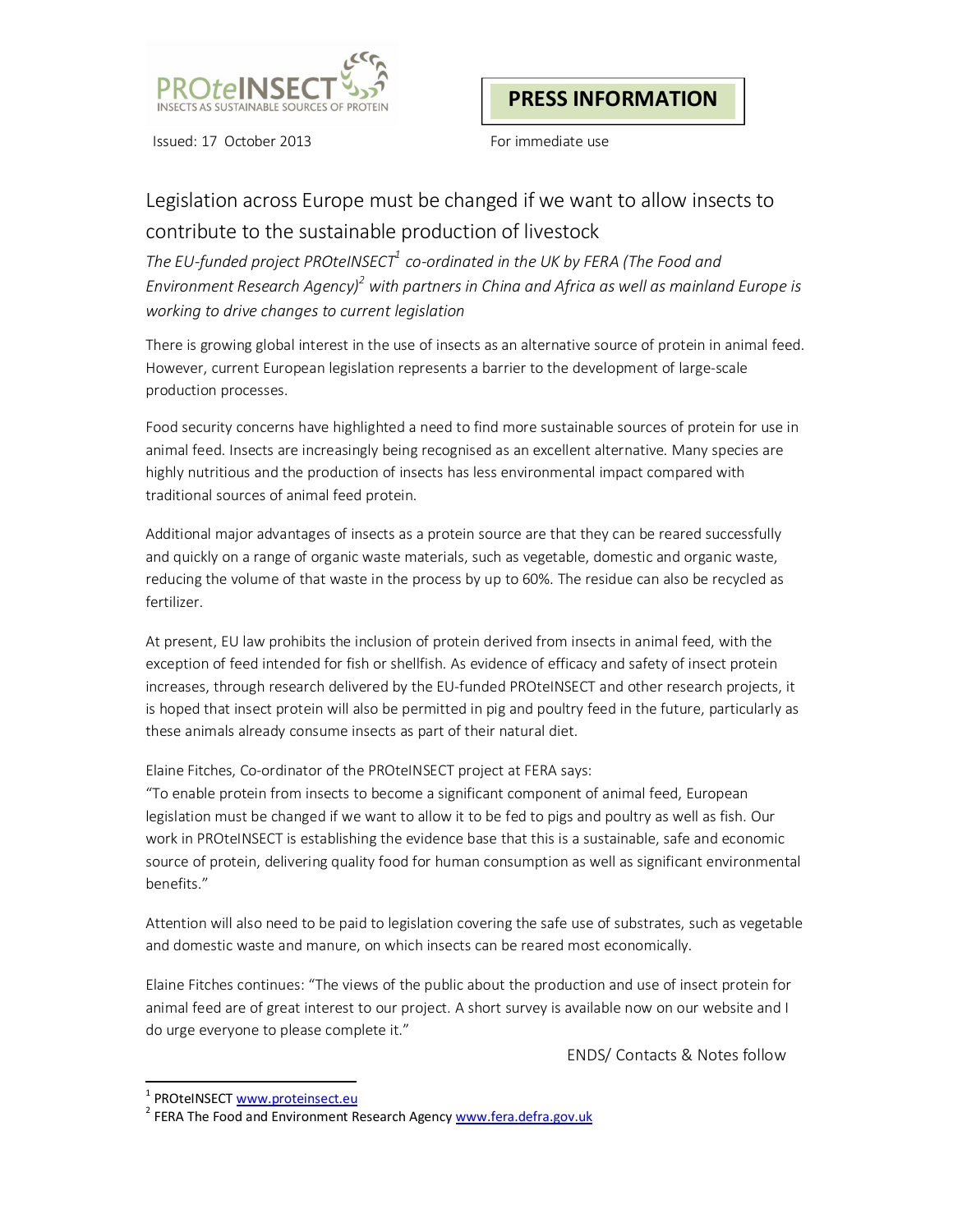PROteINSECT
INSECTS AS SUSTAINABLE SOURCES OF PROTEIN

**PRESS INFORMATION**

Issued: 17 October 2013

For immediate use

# Legislation across Europe must be changed if we want to allow insects to contribute to the sustainable production of livestock

*The EU-funded project PROteINSECT[1] co-ordinated in the UK by FERA (The Food and Environment Research Agency)[2] with partners in China and Africa as well as mainland Europe is working to drive changes to current legislation*

There is growing global interest in the use of insects as an alternative source of protein in animal feed. However, current European legislation represents a barrier to the development of large-scale production processes.

Food security concerns have highlighted a need to find more sustainable sources of protein for use in animal feed. Insects are increasingly being recognised as an excellent alternative. Many species are highly nutritious and the production of insects has less environmental impact compared with traditional sources of animal feed protein.

Additional major advantages of insects as a protein source are that they can be reared successfully and quickly on a range of organic waste materials, such as vegetable, domestic and organic waste, reducing the volume of that waste in the process by up to 60%. The residue can also be recycled as fertilizer.

At present, EU law prohibits the inclusion of protein derived from insects in animal feed, with the exception of feed intended for fish or shellfish. As evidence of efficacy and safety of insect protein increases, through research delivered by the EU-funded PROteINSECT and other research projects, it is hoped that insect protein will also be permitted in pig and poultry feed in the future, particularly as these animals already consume insects as part of their natural diet.

Elaine Fitches, Co-ordinator of the PROteINSECT project at FERA says:
"To enable protein from insects to become a significant component of animal feed, European legislation must be changed if we want to allow it to be fed to pigs and poultry as well as fish. Our work in PROteINSECT is establishing the evidence base that this is a sustainable, safe and economic source of protein, delivering quality food for human consumption as well as significant environmental benefits."

Attention will also need to be paid to legislation covering the safe use of substrates, such as vegetable and domestic waste and manure, on which insects can be reared most economically.

Elaine Fitches continues: "The views of the public about the production and use of insect protein for animal feed are of great interest to our project. A short survey is available now on our website and I do urge everyone to please complete it."

ENDS/ Contacts & Notes follow

---

[1] PROteINSECT www.proteinsect.eu

[2] FERA The Food and Environment Research Agency www.fera.defra.gov.uk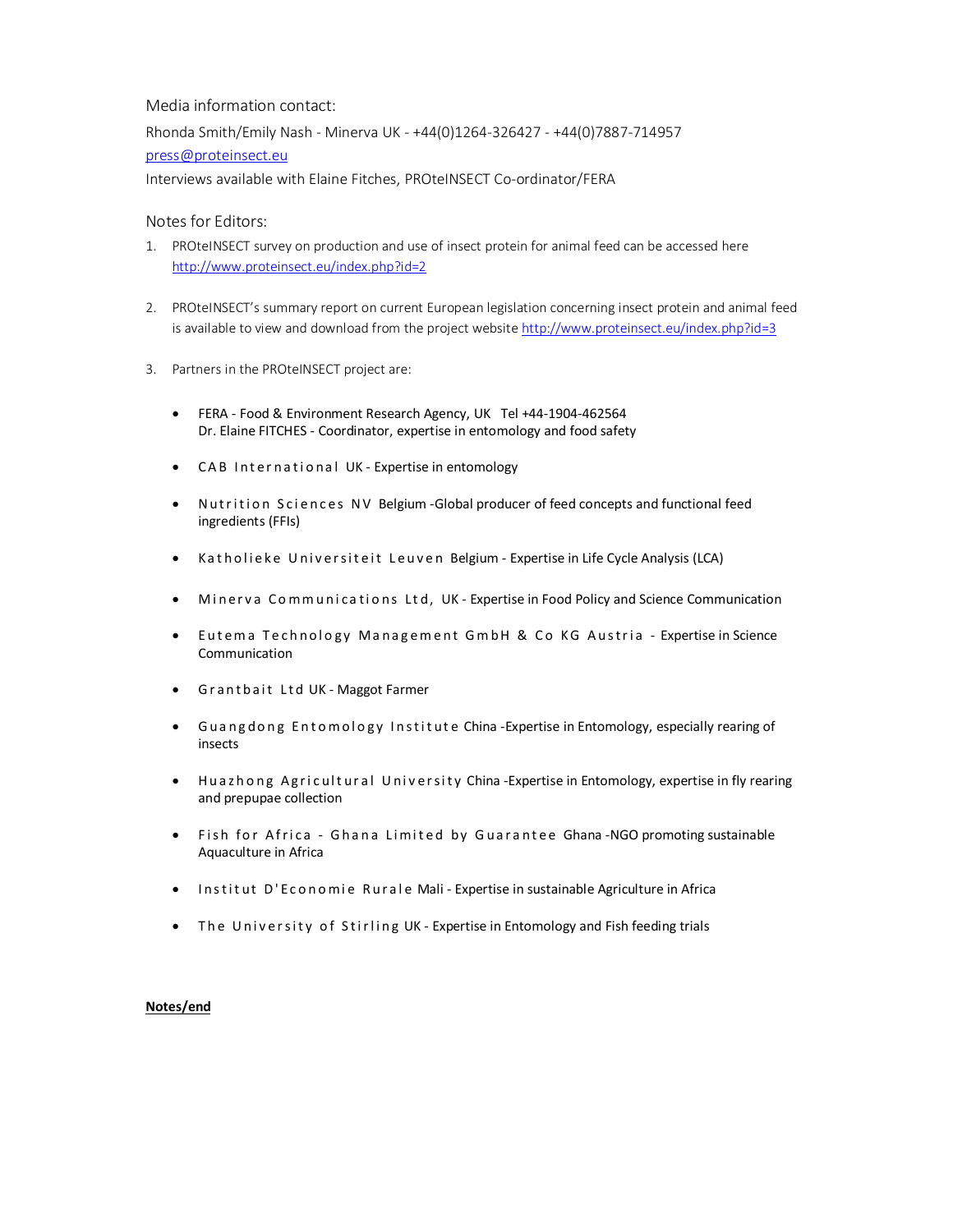Media information contact:

Rhonda Smith/Emily Nash - Minerva UK - +44(0)1264-326427 - +44(0)7887-714957

press@proteinsect.eu

Interviews available with Elaine Fitches, PROteINSECT Co-ordinator/FERA

Notes for Editors:

1. PROteINSECT survey on production and use of insect protein for animal feed can be accessed here http://www.proteinsect.eu/index.php?id=2

2. PROteINSECT's summary report on current European legislation concerning insect protein and animal feed is available to view and download from the project website http://www.proteinsect.eu/index.php?id=3

3. Partners in the PROteINSECT project are:

   - FERA - Food & Environment Research Agency, UK Tel +44-1904-462564
     Dr. Elaine FITCHES - Coordinator, expertise in entomology and food safety
   - CAB International UK - Expertise in entomology
   - Nutrition Sciences NV Belgium -Global producer of feed concepts and functional feed ingredients (FFIs)
   - Katholieke Universiteit Leuven Belgium - Expertise in Life Cycle Analysis (LCA)
   - Minerva Communications Ltd, UK - Expertise in Food Policy and Science Communication
   - Eutema Technology Management GmbH & Co KG Austria - Expertise in Science Communication
   - Grantbait Ltd UK - Maggot Farmer
   - Guangdong Entomology Institute China -Expertise in Entomology, especially rearing of insects
   - Huazhong Agricultural University China -Expertise in Entomology, expertise in fly rearing and prepupae collection
   - Fish for Africa - Ghana Limited by Guarantee Ghana -NGO promoting sustainable Aquaculture in Africa
   - Institut D'Economie Rurale Mali - Expertise in sustainable Agriculture in Africa
   - The University of Stirling UK - Expertise in Entomology and Fish feeding trials

**Notes/end**